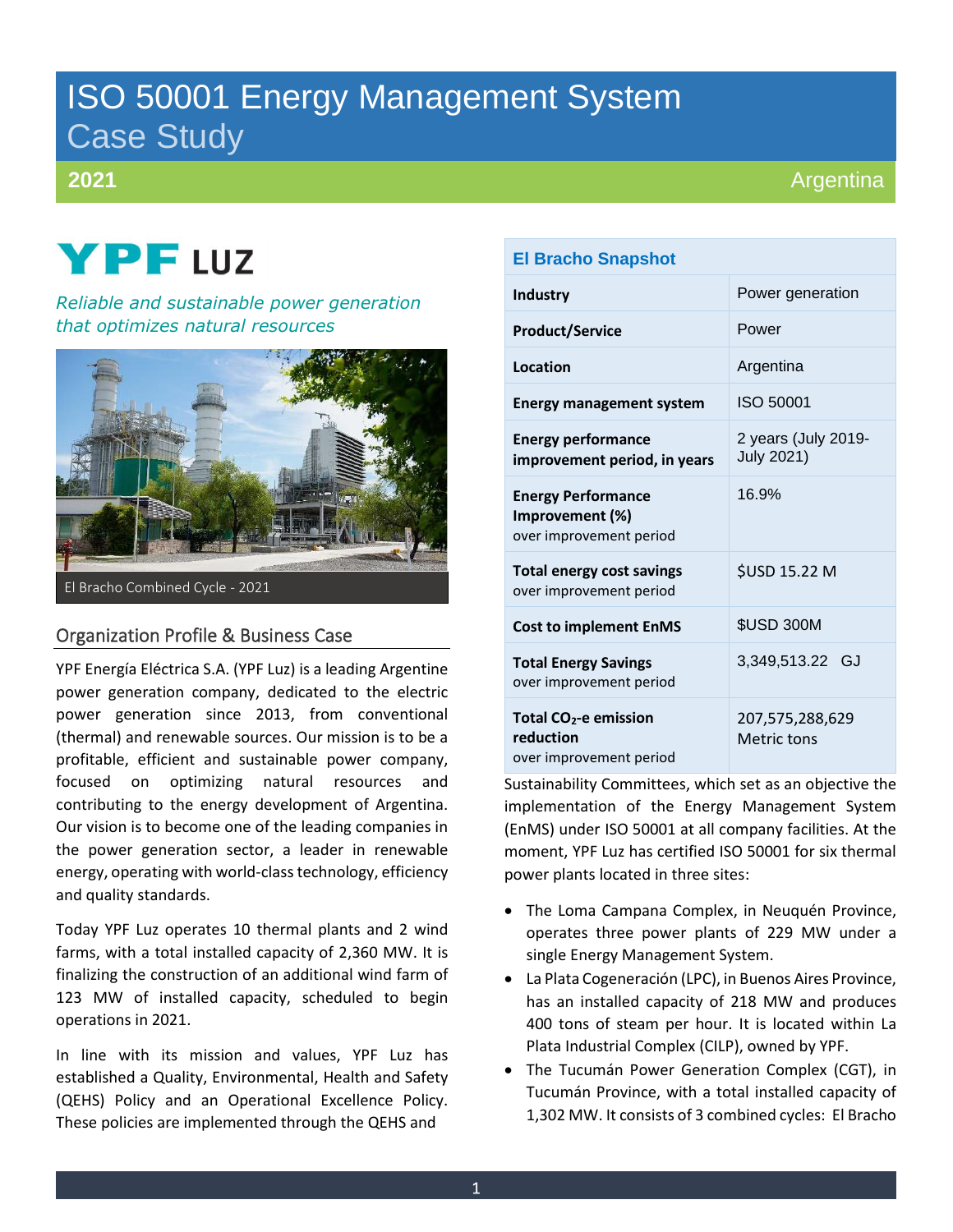# ISO 50001 Energy Management System Case Study

**2021** Argentina

YPF LUZ

*Reliable and sustainable power generation that optimizes natural resources*

El Bracho Combined Cycle - 2021

## Organization Profile & Business Case

YPF Energía Eléctrica S.A. (YPF Luz) is a leading Argentine power generation company, dedicated to the electric power generation since 2013, from conventional (thermal) and renewable sources. Our mission is to be a profitable, efficient and sustainable power company, focused on optimizing natural resources and contributing to the energy development of Argentina. Our vision is to become one of the leading companies in the power generation sector, a leader in renewable energy, operating with world-class technology, efficiency and quality standards.

Today YPF Luz operates 10 thermal plants and 2 wind farms, with a total installed capacity of 2,360 MW. It is finalizing the construction of an additional wind farm of 123 MW of installed capacity, scheduled to begin operations in 2021.

In line with its mission and values, YPF Luz has established a Quality, Environmental, Health and Safety (QEHS) Policy and an Operational Excellence Policy. These policies are implemented through the QEHS and Sustainability Committees, which set as an objective the implementation of the Energy Management System (EnMS) under ISO 50001 at all company facilities. At the moment, YPF Luz has certified ISO 50001 for six thermal power plants located in three sites:

- The Loma Campana Complex, in Neuquén Province, operates three power plants of 229 MW under a single Energy Management System.
- La Plata Cogeneración (LPC), in Buenos Aires Province, has an installed capacity of 218 MW and produces 400 tons of steam per hour. It is located within La Plata Industrial Complex (CILP), owned by YPF.
- The Tucumán Power Generation Complex (CGT), in Tucumán Province, with a total installed capacity of 1,302 MW. It consists of 3 combined cycles: El Bracho

| El Bracho Snapshot | |
|---|---|
| **Industry** | Power generation |
| **Product/Service** | Power |
| **Location** | Argentina |
| **Energy management system** | ISO 50001 |
| **Energy performance improvement period, in years** | 2 years (July 2019-July 2021) |
| **Energy Performance Improvement (%)** over improvement period | 16.9% |
| **Total energy cost savings** over improvement period | $USD 15.22 M |
| **Cost to implement EnMS** | $USD 300M |
| **Total Energy Savings** over improvement period | 3,349,513.22 GJ |
| **Total $CO_2$-e emission reduction** over improvement period | 207,575,288,629 Metric tons |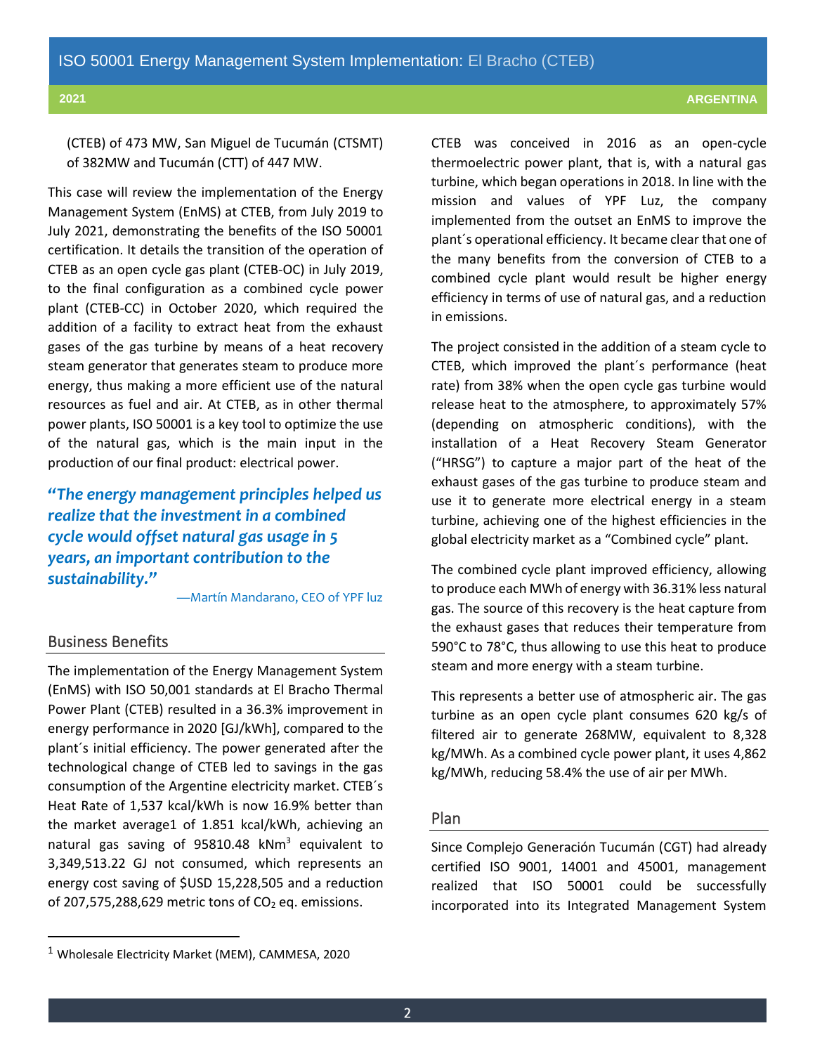(CTEB) of 473 MW, San Miguel de Tucumán (CTSMT) of 382MW and Tucumán (CTT) of 447 MW.

This case will review the implementation of the Energy Management System (EnMS) at CTEB, from July 2019 to July 2021, demonstrating the benefits of the ISO 50001 certification. It details the transition of the operation of CTEB as an open cycle gas plant (CTEB-OC) in July 2019, to the final configuration as a combined cycle power plant (CTEB-CC) in October 2020, which required the addition of a facility to extract heat from the exhaust gases of the gas turbine by means of a heat recovery steam generator that generates steam to produce more energy, thus making a more efficient use of the natural resources as fuel and air. At CTEB, as in other thermal power plants, ISO 50001 is a key tool to optimize the use of the natural gas, which is the main input in the production of our final product: electrical power.

***"The energy management principles helped us realize that the investment in a combined cycle would offset natural gas usage in 5 years, an important contribution to the sustainability."***

—Martín Mandarano, CEO of YPF luz

## Business Benefits

The implementation of the Energy Management System (EnMS) with ISO 50,001 standards at El Bracho Thermal Power Plant (CTEB) resulted in a 36.3% improvement in energy performance in 2020 [GJ/kWh], compared to the plant´s initial efficiency. The power generated after the technological change of CTEB led to savings in the gas consumption of the Argentine electricity market. CTEB´s Heat Rate of 1,537 kcal/kWh is now 16.9% better than the market average[1] of 1.851 kcal/kWh, achieving an natural gas saving of 95810.48 $kNm^3$ equivalent to 3,349,513.22 GJ not consumed, which represents an energy cost saving of $USD 15,228,505 and a reduction of 207,575,288,629 metric tons of $CO_2$ eq. emissions.

CTEB was conceived in 2016 as an open-cycle thermoelectric power plant, that is, with a natural gas turbine, which began operations in 2018. In line with the mission and values of YPF Luz, the company implemented from the outset an EnMS to improve the plant´s operational efficiency. It became clear that one of the many benefits from the conversion of CTEB to a combined cycle plant would result be higher energy efficiency in terms of use of natural gas, and a reduction in emissions.

The project consisted in the addition of a steam cycle to CTEB, which improved the plant´s performance (heat rate) from 38% when the open cycle gas turbine would release heat to the atmosphere, to approximately 57% (depending on atmospheric conditions), with the installation of a Heat Recovery Steam Generator ("HRSG") to capture a major part of the heat of the exhaust gases of the gas turbine to produce steam and use it to generate more electrical energy in a steam turbine, achieving one of the highest efficiencies in the global electricity market as a "Combined cycle" plant.

The combined cycle plant improved efficiency, allowing to produce each MWh of energy with 36.31% less natural gas. The source of this recovery is the heat capture from the exhaust gases that reduces their temperature from 590°C to 78°C, thus allowing to use this heat to produce steam and more energy with a steam turbine.

This represents a better use of atmospheric air. The gas turbine as an open cycle plant consumes 620 kg/s of filtered air to generate 268MW, equivalent to 8,328 kg/MWh. As a combined cycle power plant, it uses 4,862 kg/MWh, reducing 58.4% the use of air per MWh.

## Plan

Since Complejo Generación Tucumán (CGT) had already certified ISO 9001, 14001 and 45001, management realized that ISO 50001 could be successfully incorporated into its Integrated Management System

[1] Wholesale Electricity Market (MEM), CAMMESA, 2020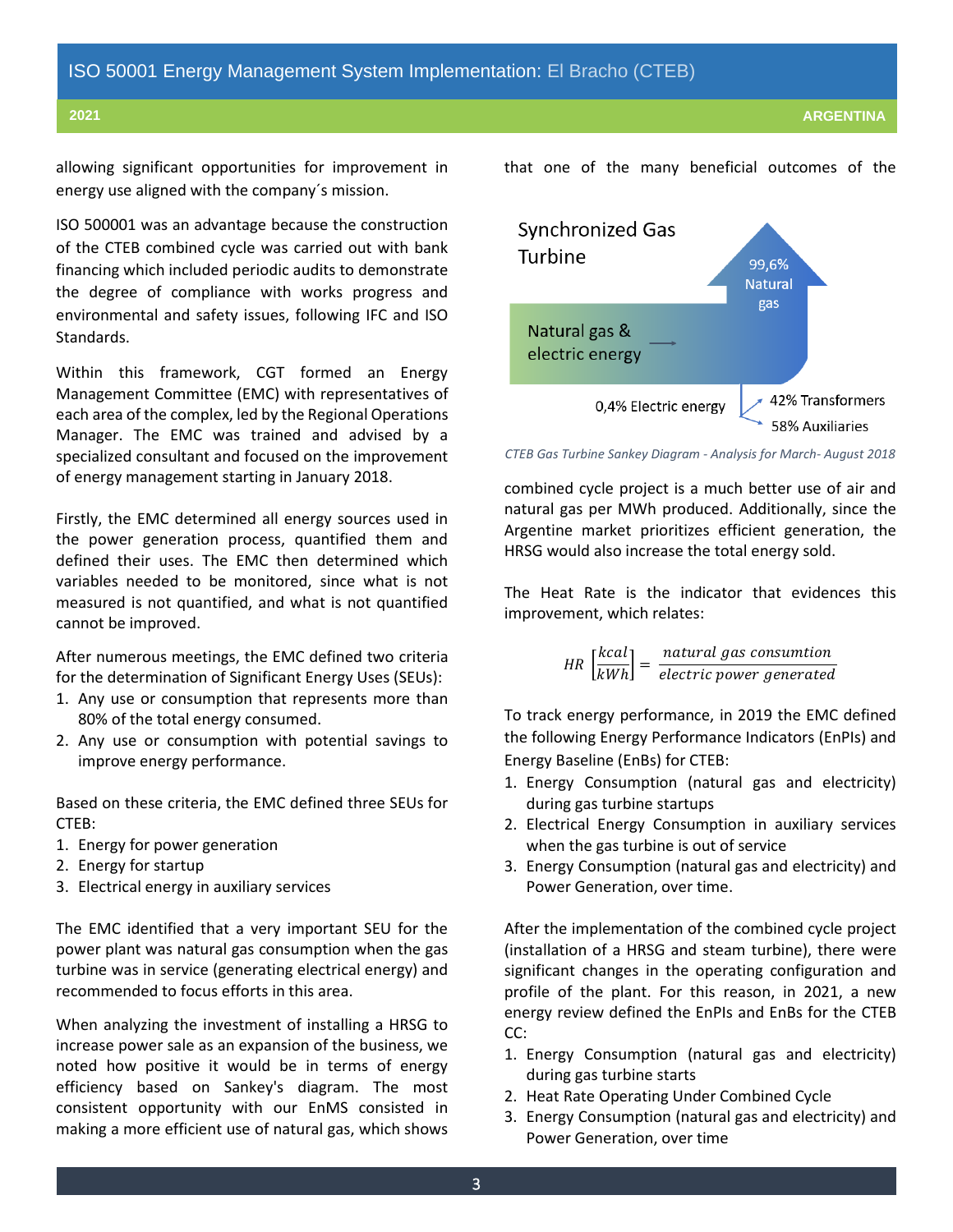allowing significant opportunities for improvement in energy use aligned with the company´s mission.

ISO 500001 was an advantage because the construction of the CTEB combined cycle was carried out with bank financing which included periodic audits to demonstrate the degree of compliance with works progress and environmental and safety issues, following IFC and ISO Standards.

Within this framework, CGT formed an Energy Management Committee (EMC) with representatives of each area of the complex, led by the Regional Operations Manager. The EMC was trained and advised by a specialized consultant and focused on the improvement of energy management starting in January 2018.

Firstly, the EMC determined all energy sources used in the power generation process, quantified them and defined their uses. The EMC then determined which variables needed to be monitored, since what is not measured is not quantified, and what is not quantified cannot be improved.

After numerous meetings, the EMC defined two criteria for the determination of Significant Energy Uses (SEUs):

1. Any use or consumption that represents more than 80% of the total energy consumed.
2. Any use or consumption with potential savings to improve energy performance.

Based on these criteria, the EMC defined three SEUs for CTEB:

1. Energy for power generation
2. Energy for startup
3. Electrical energy in auxiliary services

The EMC identified that a very important SEU for the power plant was natural gas consumption when the gas turbine was in service (generating electrical energy) and recommended to focus efforts in this area.

When analyzing the investment of installing a HRSG to increase power sale as an expansion of the business, we noted how positive it would be in terms of energy efficiency based on Sankey's diagram. The most consistent opportunity with our EnMS consisted in making a more efficient use of natural gas, which shows that one of the many beneficial outcomes of the combined cycle project is a much better use of air and natural gas per MWh produced. Additionally, since the Argentine market prioritizes efficient generation, the HRSG would also increase the total energy sold.

Synchronized Gas Turbine

Natural gas & electric energy

99,6% Natural gas

0,4% Electric energy

42% Transformers

58% Auxiliaries

*CTEB Gas Turbine Sankey Diagram - Analysis for March- August 2018*

The Heat Rate is the indicator that evidences this improvement, which relates:

$$HR \left[\frac{kcal}{kWh}\right] = \frac{natural\ gas\ consumtion}{electric\ power\ generated}$$

To track energy performance, in 2019 the EMC defined the following Energy Performance Indicators (EnPIs) and Energy Baseline (EnBs) for CTEB:

1. Energy Consumption (natural gas and electricity) during gas turbine startups
2. Electrical Energy Consumption in auxiliary services when the gas turbine is out of service
3. Energy Consumption (natural gas and electricity) and Power Generation, over time.

After the implementation of the combined cycle project (installation of a HRSG and steam turbine), there were significant changes in the operating configuration and profile of the plant. For this reason, in 2021, a new energy review defined the EnPIs and EnBs for the CTEB CC:

1. Energy Consumption (natural gas and electricity) during gas turbine starts
2. Heat Rate Operating Under Combined Cycle
3. Energy Consumption (natural gas and electricity) and Power Generation, over time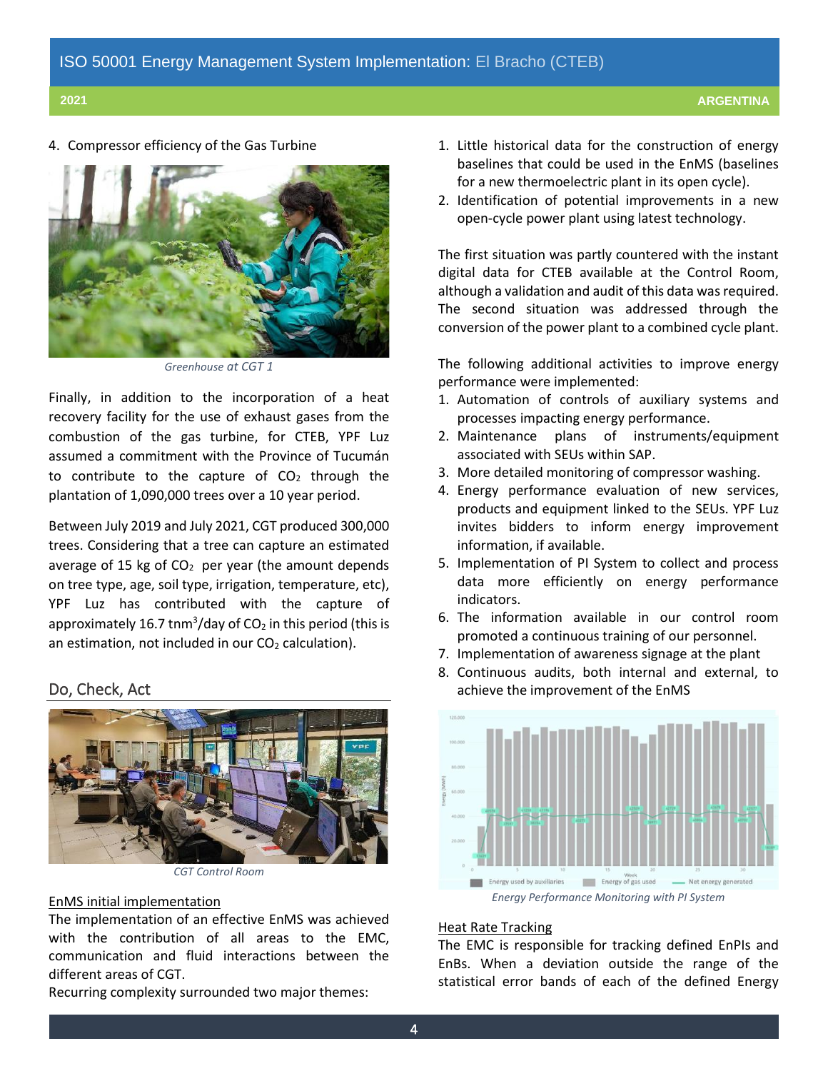4. Compressor efficiency of the Gas Turbine

*Greenhouse at CGT 1*

Finally, in addition to the incorporation of a heat recovery facility for the use of exhaust gases from the combustion of the gas turbine, for CTEB, YPF Luz assumed a commitment with the Province of Tucumán to contribute to the capture of $CO_2$ through the plantation of 1,090,000 trees over a 10 year period.

Between July 2019 and July 2021, CGT produced 300,000 trees. Considering that a tree can capture an estimated average of 15 kg of $CO_2$ per year (the amount depends on tree type, age, soil type, irrigation, temperature, etc), YPF Luz has contributed with the capture of approximately 16.7 tnm$^3$/day of $CO_2$ in this period (this is an estimation, not included in our $CO_2$ calculation).

## Do, Check, Act

*CGT Control Room*

EnMS initial implementation

The implementation of an effective EnMS was achieved with the contribution of all areas to the EMC, communication and fluid interactions between the different areas of CGT.

Recurring complexity surrounded two major themes:

1. Little historical data for the construction of energy baselines that could be used in the EnMS (baselines for a new thermoelectric plant in its open cycle).
2. Identification of potential improvements in a new open-cycle power plant using latest technology.

The first situation was partly countered with the instant digital data for CTEB available at the Control Room, although a validation and audit of this data was required. The second situation was addressed through the conversion of the power plant to a combined cycle plant.

The following additional activities to improve energy performance were implemented:

1. Automation of controls of auxiliary systems and processes impacting energy performance.
2. Maintenance plans of instruments/equipment associated with SEUs within SAP.
3. More detailed monitoring of compressor washing.
4. Energy performance evaluation of new services, products and equipment linked to the SEUs. YPF Luz invites bidders to inform energy improvement information, if available.
5. Implementation of PI System to collect and process data more efficiently on energy performance indicators.
6. The information available in our control room promoted a continuous training of our personnel.
7. Implementation of awareness signage at the plant
8. Continuous audits, both internal and external, to achieve the improvement of the EnMS

*Energy Performance Monitoring with PI System*

Heat Rate Tracking

The EMC is responsible for tracking defined EnPIs and EnBs. When a deviation outside the range of the statistical error bands of each of the defined Energy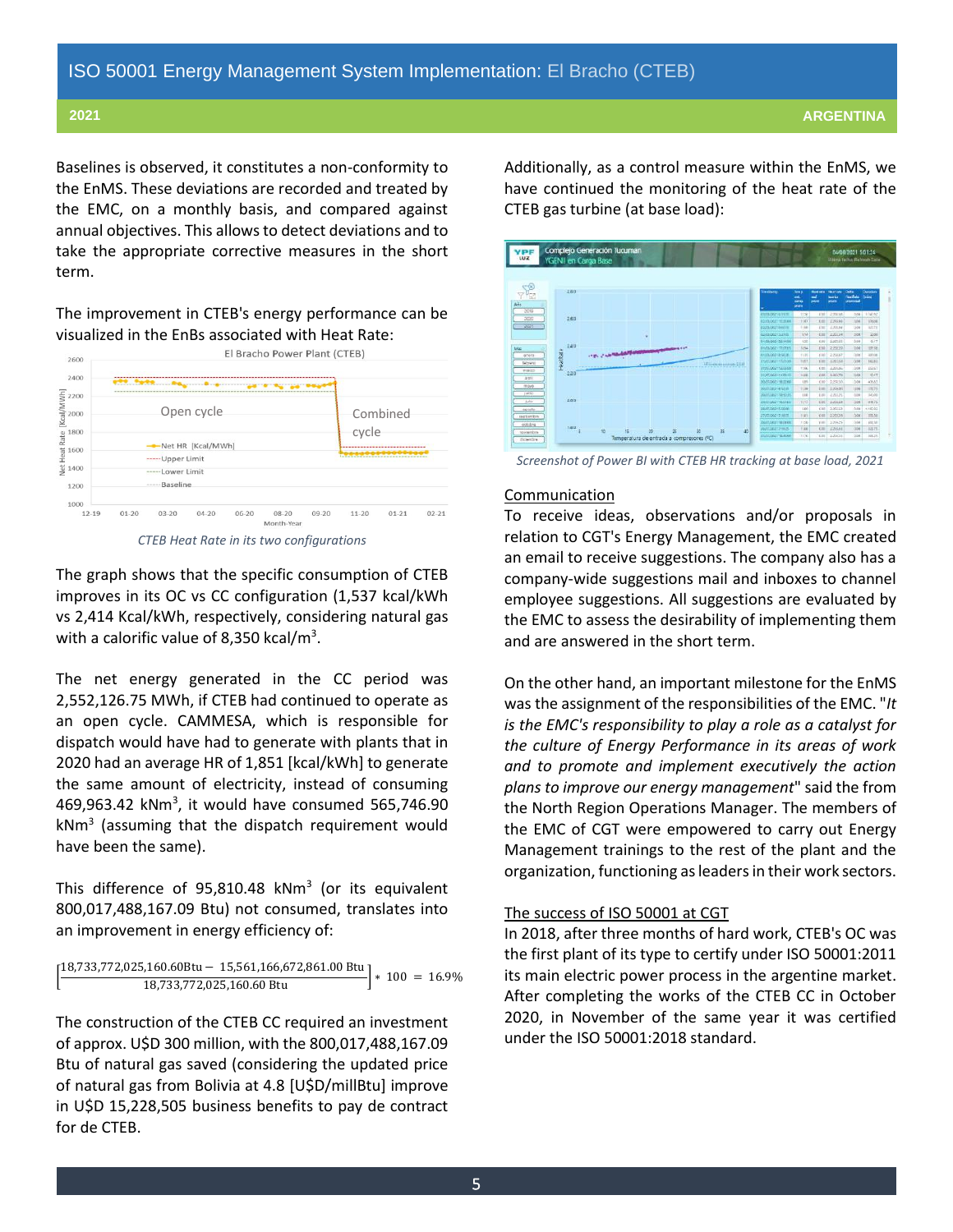Baselines is observed, it constitutes a non-conformity to the EnMS. These deviations are recorded and treated by the EMC, on a monthly basis, and compared against annual objectives. This allows to detect deviations and to take the appropriate corrective measures in the short term.

The improvement in CTEB's energy performance can be visualized in the EnBs associated with Heat Rate:

*CTEB Heat Rate in its two configurations*

The graph shows that the specific consumption of CTEB improves in its OC vs CC configuration (1,537 kcal/kWh vs 2,414 Kcal/kWh, respectively, considering natural gas with a calorific value of 8,350 kcal/m$^3$.

The net energy generated in the CC period was 2,552,126.75 MWh, if CTEB had continued to operate as an open cycle. CAMMESA, which is responsible for dispatch would have had to generate with plants that in 2020 had an average HR of 1,851 [kcal/kWh] to generate the same amount of electricity, instead of consuming 469,963.42 kNm$^3$, it would have consumed 565,746.90 kNm$^3$ (assuming that the dispatch requirement would have been the same).

This difference of 95,810.48 kNm$^3$ (or its equivalent 800,017,488,167.09 Btu) not consumed, translates into an improvement in energy efficiency of:

$$\left[\frac{18{,}733{,}772{,}025{,}160.60\text{Btu} - 15{,}561{,}166{,}672{,}861.00\text{ Btu}}{18{,}733{,}772{,}025{,}160.60\text{ Btu}}\right] * 100 = 16.9\%$$

The construction of the CTEB CC required an investment of approx. U$D 300 million, with the 800,017,488,167.09 Btu of natural gas saved (considering the updated price of natural gas from Bolivia at 4.8 [U$D/millBtu] improve in U$D 15,228,505 business benefits to pay de contract for de CTEB.

Additionally, as a control measure within the EnMS, we have continued the monitoring of the heat rate of the CTEB gas turbine (at base load):

*Screenshot of Power BI with CTEB HR tracking at base load, 2021*

## Communication

To receive ideas, observations and/or proposals in relation to CGT's Energy Management, the EMC created an email to receive suggestions. The company also has a company-wide suggestions mail and inboxes to channel employee suggestions. All suggestions are evaluated by the EMC to assess the desirability of implementing them and are answered in the short term.

On the other hand, an important milestone for the EnMS was the assignment of the responsibilities of the EMC. "*It is the EMC's responsibility to play a role as a catalyst for the culture of Energy Performance in its areas of work and to promote and implement executively the action plans to improve our energy management*" said the from the North Region Operations Manager. The members of the EMC of CGT were empowered to carry out Energy Management trainings to the rest of the plant and the organization, functioning as leaders in their work sectors.

## The success of ISO 50001 at CGT

In 2018, after three months of hard work, CTEB's OC was the first plant of its type to certify under ISO 50001:2011 its main electric power process in the argentine market. After completing the works of the CTEB CC in October 2020, in November of the same year it was certified under the ISO 50001:2018 standard.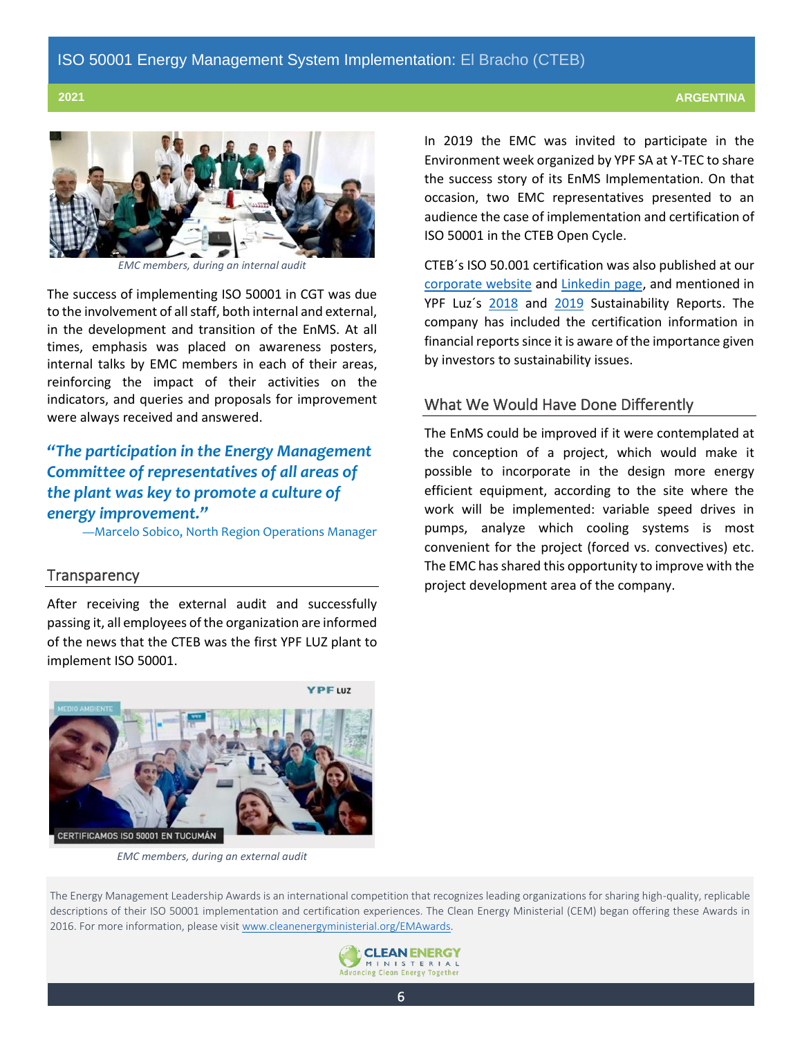EMC members, during an internal audit

The success of implementing ISO 50001 in CGT was due to the involvement of all staff, both internal and external, in the development and transition of the EnMS. At all times, emphasis was placed on awareness posters, internal talks by EMC members in each of their areas, reinforcing the impact of their activities on the indicators, and queries and proposals for improvement were always received and answered.

> ***"The participation in the Energy Management Committee of representatives of all areas of the plant was key to promote a culture of energy improvement."***
>
> —Marcelo Sobico, North Region Operations Manager

## Transparency

After receiving the external audit and successfully passing it, all employees of the organization are informed of the news that the CTEB was the first YPF LUZ plant to implement ISO 50001.

EMC members, during an external audit

In 2019 the EMC was invited to participate in the Environment week organized by YPF SA at Y-TEC to share the success story of its EnMS Implementation. On that occasion, two EMC representatives presented to an audience the case of implementation and certification of ISO 50001 in the CTEB Open Cycle.

CTEB´s ISO 50.001 certification was also published at our corporate website and Linkedin page, and mentioned in YPF Luz´s 2018 and 2019 Sustainability Reports. The company has included the certification information in financial reports since it is aware of the importance given by investors to sustainability issues.

## What We Would Have Done Differently

The EnMS could be improved if it were contemplated at the conception of a project, which would make it possible to incorporate in the design more energy efficient equipment, according to the site where the work will be implemented: variable speed drives in pumps, analyze which cooling systems is most convenient for the project (forced vs. convectives) etc. The EMC has shared this opportunity to improve with the project development area of the company.

The Energy Management Leadership Awards is an international competition that recognizes leading organizations for sharing high-quality, replicable descriptions of their ISO 50001 implementation and certification experiences. The Clean Energy Ministerial (CEM) began offering these Awards in 2016. For more information, please visit www.cleanenergyministerial.org/EMAwards.